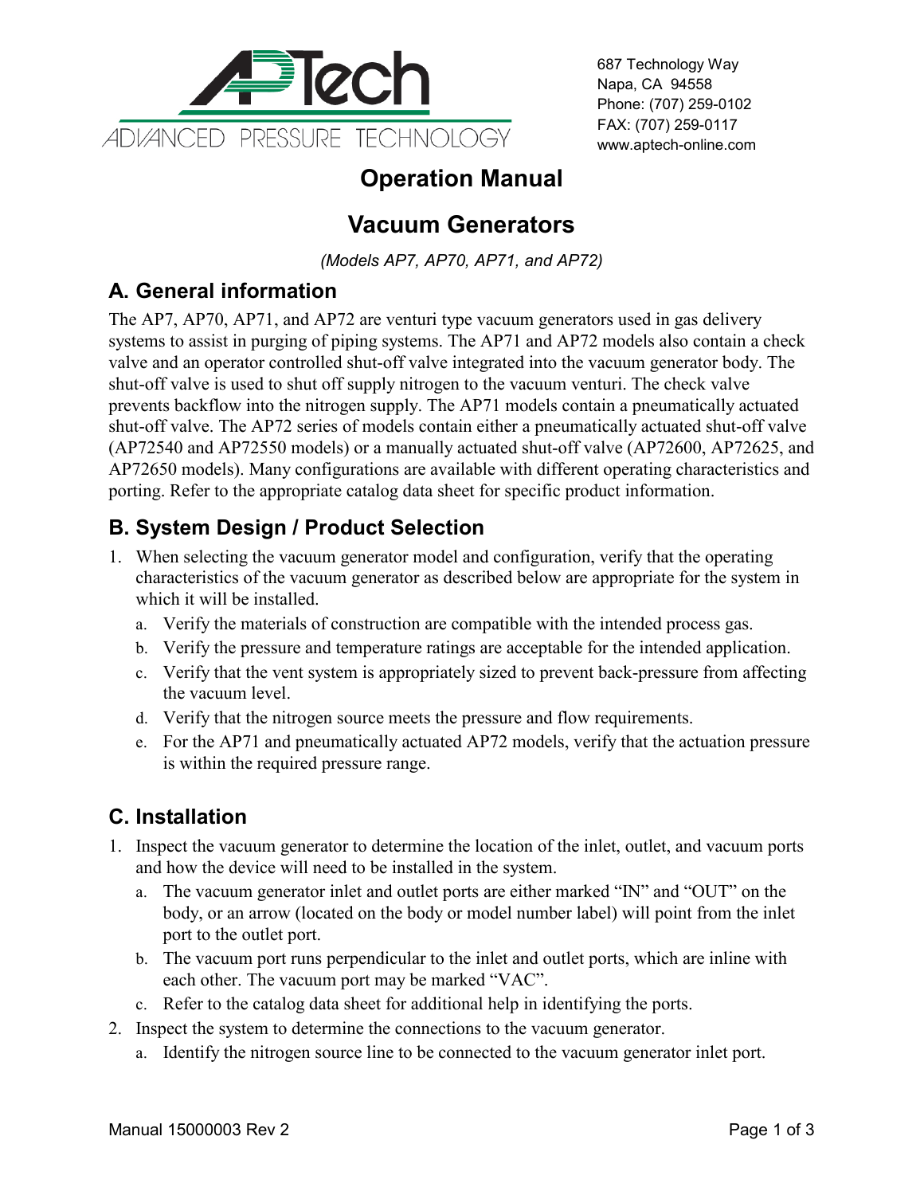APTech
ADVANCED PRESSURE TECHNOLOGY

687 Technology Way
Napa, CA 94558
Phone: (707) 259-0102
FAX: (707) 259-0117
www.aptech-online.com

# Operation Manual

# Vacuum Generators

*(Models AP7, AP70, AP71, and AP72)*

## A. General information

The AP7, AP70, AP71, and AP72 are venturi type vacuum generators used in gas delivery systems to assist in purging of piping systems. The AP71 and AP72 models also contain a check valve and an operator controlled shut-off valve integrated into the vacuum generator body. The shut-off valve is used to shut off supply nitrogen to the vacuum venturi. The check valve prevents backflow into the nitrogen supply. The AP71 models contain a pneumatically actuated shut-off valve. The AP72 series of models contain either a pneumatically actuated shut-off valve (AP72540 and AP72550 models) or a manually actuated shut-off valve (AP72600, AP72625, and AP72650 models). Many configurations are available with different operating characteristics and porting. Refer to the appropriate catalog data sheet for specific product information.

## B. System Design / Product Selection

1. When selecting the vacuum generator model and configuration, verify that the operating characteristics of the vacuum generator as described below are appropriate for the system in which it will be installed.
   a. Verify the materials of construction are compatible with the intended process gas.
   b. Verify the pressure and temperature ratings are acceptable for the intended application.
   c. Verify that the vent system is appropriately sized to prevent back-pressure from affecting the vacuum level.
   d. Verify that the nitrogen source meets the pressure and flow requirements.
   e. For the AP71 and pneumatically actuated AP72 models, verify that the actuation pressure is within the required pressure range.

## C. Installation

1. Inspect the vacuum generator to determine the location of the inlet, outlet, and vacuum ports and how the device will need to be installed in the system.
   a. The vacuum generator inlet and outlet ports are either marked "IN" and "OUT" on the body, or an arrow (located on the body or model number label) will point from the inlet port to the outlet port.
   b. The vacuum port runs perpendicular to the inlet and outlet ports, which are inline with each other. The vacuum port may be marked "VAC".
   c. Refer to the catalog data sheet for additional help in identifying the ports.
2. Inspect the system to determine the connections to the vacuum generator.
   a. Identify the nitrogen source line to be connected to the vacuum generator inlet port.

Manual 15000003 Rev 2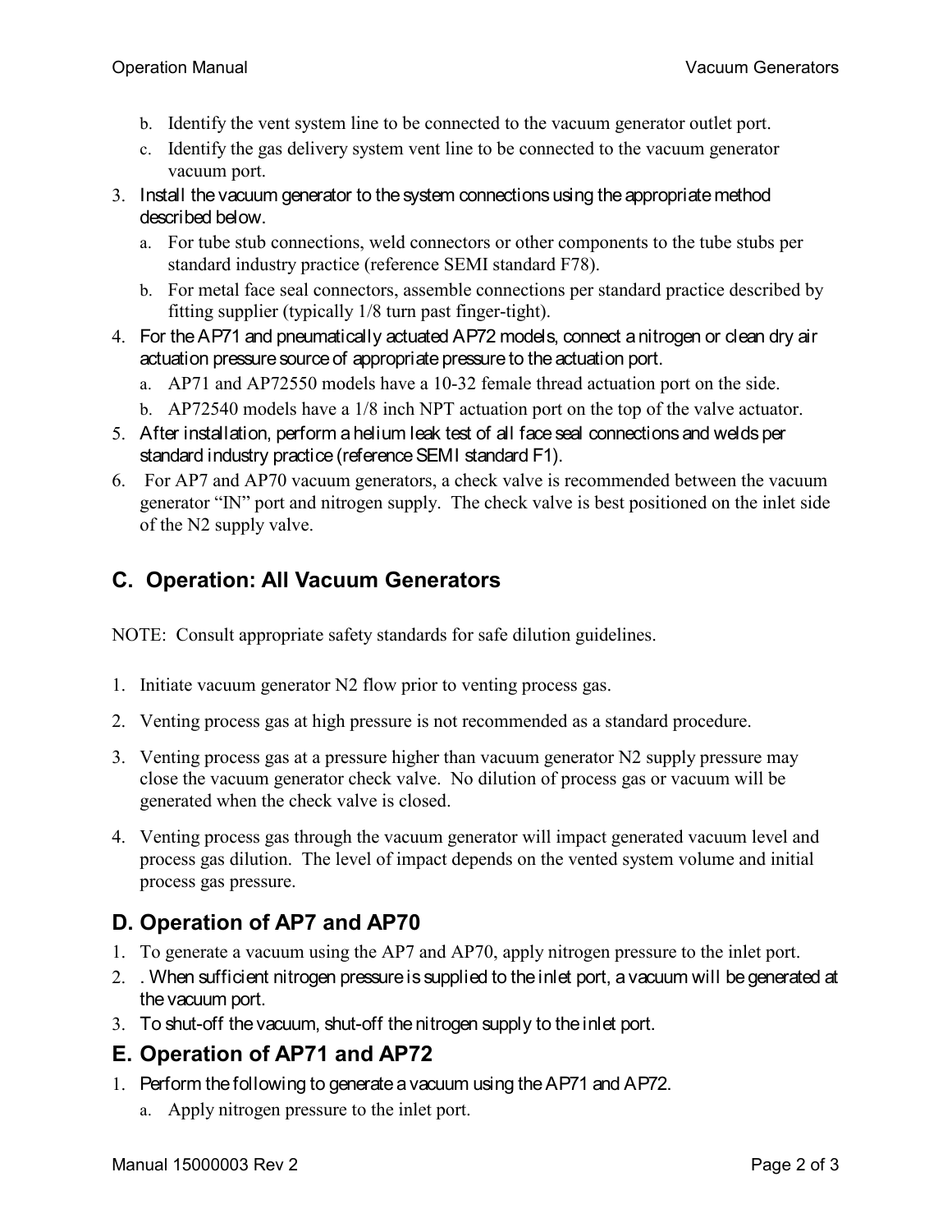b. Identify the vent system line to be connected to the vacuum generator outlet port.

c. Identify the gas delivery system vent line to be connected to the vacuum generator vacuum port.

3. Install the vacuum generator to the system connections using the appropriate method described below.
   a. For tube stub connections, weld connectors or other components to the tube stubs per standard industry practice (reference SEMI standard F78).
   b. For metal face seal connectors, assemble connections per standard practice described by fitting supplier (typically 1/8 turn past finger-tight).
4. For the AP71 and pneumatically actuated AP72 models, connect a nitrogen or clean dry air actuation pressure source of appropriate pressure to the actuation port.
   a. AP71 and AP72550 models have a 10-32 female thread actuation port on the side.
   b. AP72540 models have a 1/8 inch NPT actuation port on the top of the valve actuator.
5. After installation, perform a helium leak test of all face seal connections and welds per standard industry practice (reference SEMI standard F1).
6. For AP7 and AP70 vacuum generators, a check valve is recommended between the vacuum generator "IN" port and nitrogen supply. The check valve is best positioned on the inlet side of the N2 supply valve.

## C. Operation: All Vacuum Generators

NOTE: Consult appropriate safety standards for safe dilution guidelines.

1. Initiate vacuum generator N2 flow prior to venting process gas.
2. Venting process gas at high pressure is not recommended as a standard procedure.
3. Venting process gas at a pressure higher than vacuum generator N2 supply pressure may close the vacuum generator check valve. No dilution of process gas or vacuum will be generated when the check valve is closed.
4. Venting process gas through the vacuum generator will impact generated vacuum level and process gas dilution. The level of impact depends on the vented system volume and initial process gas pressure.

## D. Operation of AP7 and AP70

1. To generate a vacuum using the AP7 and AP70, apply nitrogen pressure to the inlet port.
2. . When sufficient nitrogen pressure is supplied to the inlet port, a vacuum will be generated at the vacuum port.
3. To shut-off the vacuum, shut-off the nitrogen supply to the inlet port.

## E. Operation of AP71 and AP72

1. Perform the following to generate a vacuum using the AP71 and AP72.
   a. Apply nitrogen pressure to the inlet port.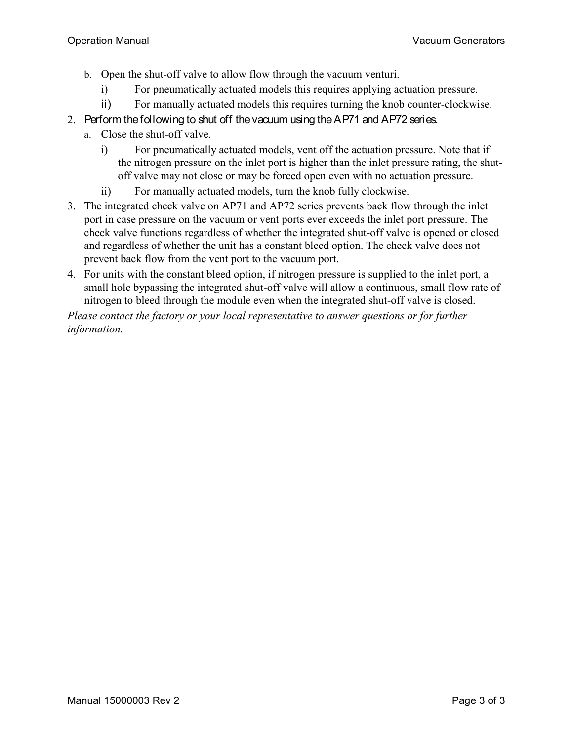b. Open the shut-off valve to allow flow through the vacuum venturi.
      i) For pneumatically actuated models this requires applying actuation pressure.
      ii) For manually actuated models this requires turning the knob counter-clockwise.

2. Perform the following to shut off the vacuum using the AP71 and AP72 series.
   a. Close the shut-off valve.
      i) For pneumatically actuated models, vent off the actuation pressure. Note that if the nitrogen pressure on the inlet port is higher than the inlet pressure rating, the shut-off valve may not close or may be forced open even with no actuation pressure.
      ii) For manually actuated models, turn the knob fully clockwise.
3. The integrated check valve on AP71 and AP72 series prevents back flow through the inlet port in case pressure on the vacuum or vent ports ever exceeds the inlet port pressure. The check valve functions regardless of whether the integrated shut-off valve is opened or closed and regardless of whether the unit has a constant bleed option. The check valve does not prevent back flow from the vent port to the vacuum port.
4. For units with the constant bleed option, if nitrogen pressure is supplied to the inlet port, a small hole bypassing the integrated shut-off valve will allow a continuous, small flow rate of nitrogen to bleed through the module even when the integrated shut-off valve is closed.

*Please contact the factory or your local representative to answer questions or for further information.*